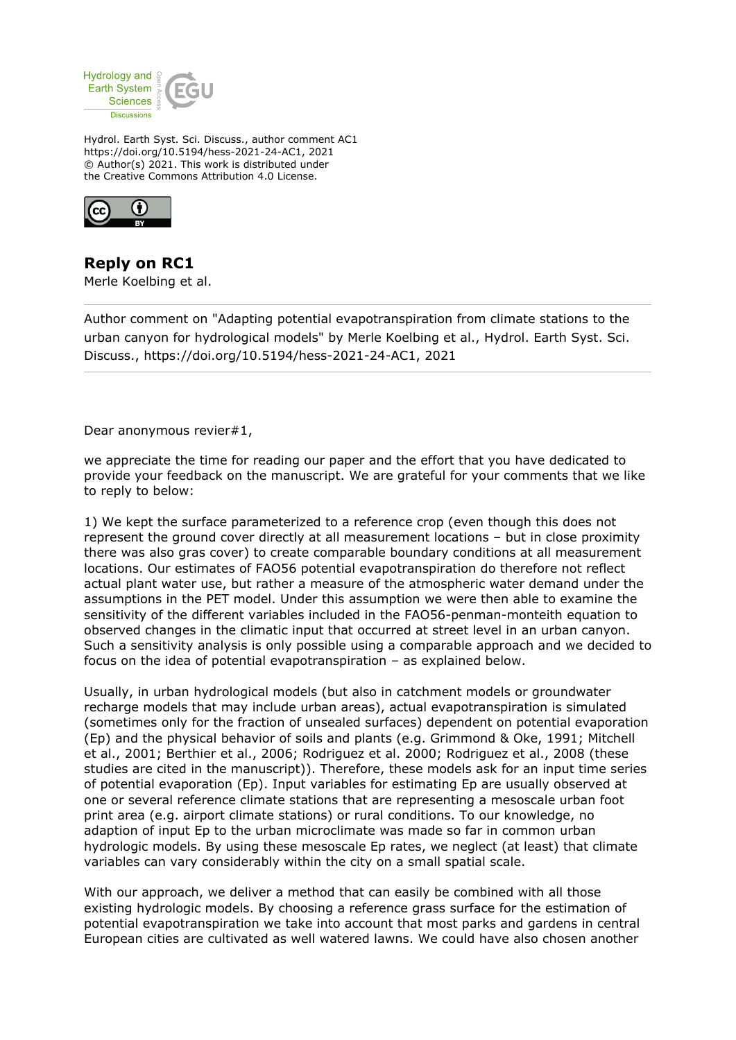Hydrol. Earth Syst. Sci. Discuss., author comment AC1
https://doi.org/10.5194/hess-2021-24-AC1, 2021
© Author(s) 2021. This work is distributed under
the Creative Commons Attribution 4.0 License.

## Reply on RC1

Merle Koelbing et al.

Author comment on "Adapting potential evapotranspiration from climate stations to the urban canyon for hydrological models" by Merle Koelbing et al., Hydrol. Earth Syst. Sci. Discuss., https://doi.org/10.5194/hess-2021-24-AC1, 2021

Dear anonymous revier#1,

we appreciate the time for reading our paper and the effort that you have dedicated to provide your feedback on the manuscript. We are grateful for your comments that we like to reply to below:

1) We kept the surface parameterized to a reference crop (even though this does not represent the ground cover directly at all measurement locations – but in close proximity there was also gras cover) to create comparable boundary conditions at all measurement locations. Our estimates of FAO56 potential evapotranspiration do therefore not reflect actual plant water use, but rather a measure of the atmospheric water demand under the assumptions in the PET model. Under this assumption we were then able to examine the sensitivity of the different variables included in the FAO56-penman-monteith equation to observed changes in the climatic input that occurred at street level in an urban canyon. Such a sensitivity analysis is only possible using a comparable approach and we decided to focus on the idea of potential evapotranspiration – as explained below.

Usually, in urban hydrological models (but also in catchment models or groundwater recharge models that may include urban areas), actual evapotranspiration is simulated (sometimes only for the fraction of unsealed surfaces) dependent on potential evaporation (Ep) and the physical behavior of soils and plants (e.g. Grimmond & Oke, 1991; Mitchell et al., 2001; Berthier et al., 2006; Rodriguez et al. 2000; Rodriguez et al., 2008 (these studies are cited in the manuscript)). Therefore, these models ask for an input time series of potential evaporation (Ep). Input variables for estimating Ep are usually observed at one or several reference climate stations that are representing a mesoscale urban foot print area (e.g. airport climate stations) or rural conditions. To our knowledge, no adaption of input Ep to the urban microclimate was made so far in common urban hydrologic models. By using these mesoscale Ep rates, we neglect (at least) that climate variables can vary considerably within the city on a small spatial scale.

With our approach, we deliver a method that can easily be combined with all those existing hydrologic models. By choosing a reference grass surface for the estimation of potential evapotranspiration we take into account that most parks and gardens in central European cities are cultivated as well watered lawns. We could have also chosen another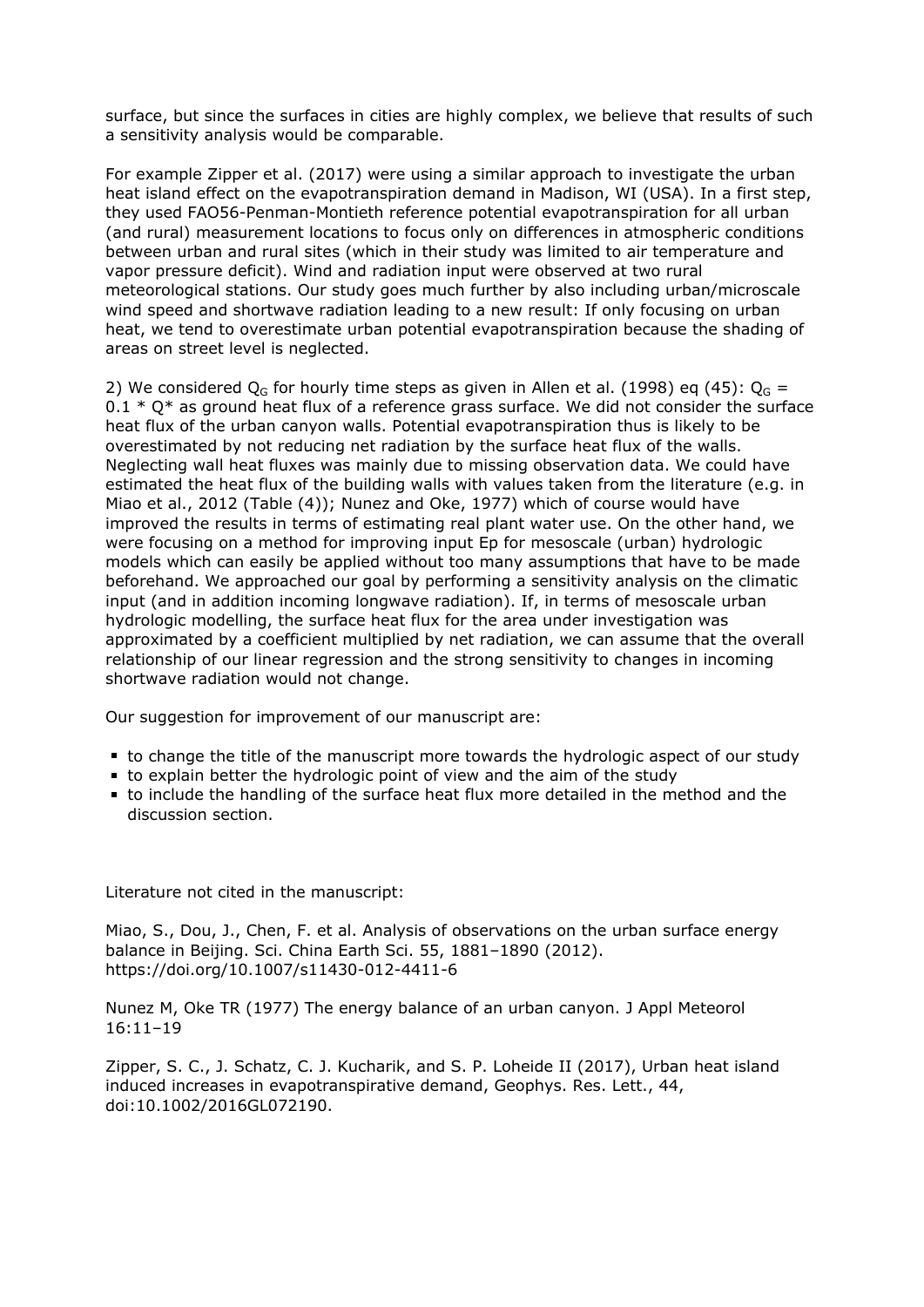surface, but since the surfaces in cities are highly complex, we believe that results of such a sensitivity analysis would be comparable.

For example Zipper et al. (2017) were using a similar approach to investigate the urban heat island effect on the evapotranspiration demand in Madison, WI (USA). In a first step, they used FAO56-Penman-Montieth reference potential evapotranspiration for all urban (and rural) measurement locations to focus only on differences in atmospheric conditions between urban and rural sites (which in their study was limited to air temperature and vapor pressure deficit). Wind and radiation input were observed at two rural meteorological stations. Our study goes much further by also including urban/microscale wind speed and shortwave radiation leading to a new result: If only focusing on urban heat, we tend to overestimate urban potential evapotranspiration because the shading of areas on street level is neglected.

2) We considered $Q_G$ for hourly time steps as given in Allen et al. (1998) eq (45): $Q_G = 0.1 * Q^*$ as ground heat flux of a reference grass surface. We did not consider the surface heat flux of the urban canyon walls. Potential evapotranspiration thus is likely to be overestimated by not reducing net radiation by the surface heat flux of the walls. Neglecting wall heat fluxes was mainly due to missing observation data. We could have estimated the heat flux of the building walls with values taken from the literature (e.g. in Miao et al., 2012 (Table (4)); Nunez and Oke, 1977) which of course would have improved the results in terms of estimating real plant water use. On the other hand, we were focusing on a method for improving input Ep for mesoscale (urban) hydrologic models which can easily be applied without too many assumptions that have to be made beforehand. We approached our goal by performing a sensitivity analysis on the climatic input (and in addition incoming longwave radiation). If, in terms of mesoscale urban hydrologic modelling, the surface heat flux for the area under investigation was approximated by a coefficient multiplied by net radiation, we can assume that the overall relationship of our linear regression and the strong sensitivity to changes in incoming shortwave radiation would not change.

Our suggestion for improvement of our manuscript are:

- to change the title of the manuscript more towards the hydrologic aspect of our study
- to explain better the hydrologic point of view and the aim of the study
- to include the handling of the surface heat flux more detailed in the method and the discussion section.

Literature not cited in the manuscript:

Miao, S., Dou, J., Chen, F. et al. Analysis of observations on the urban surface energy balance in Beijing. Sci. China Earth Sci. 55, 1881–1890 (2012). https://doi.org/10.1007/s11430-012-4411-6

Nunez M, Oke TR (1977) The energy balance of an urban canyon. J Appl Meteorol 16:11–19

Zipper, S. C., J. Schatz, C. J. Kucharik, and S. P. Loheide II (2017), Urban heat island induced increases in evapotranspirative demand, Geophys. Res. Lett., 44, doi:10.1002/2016GL072190.